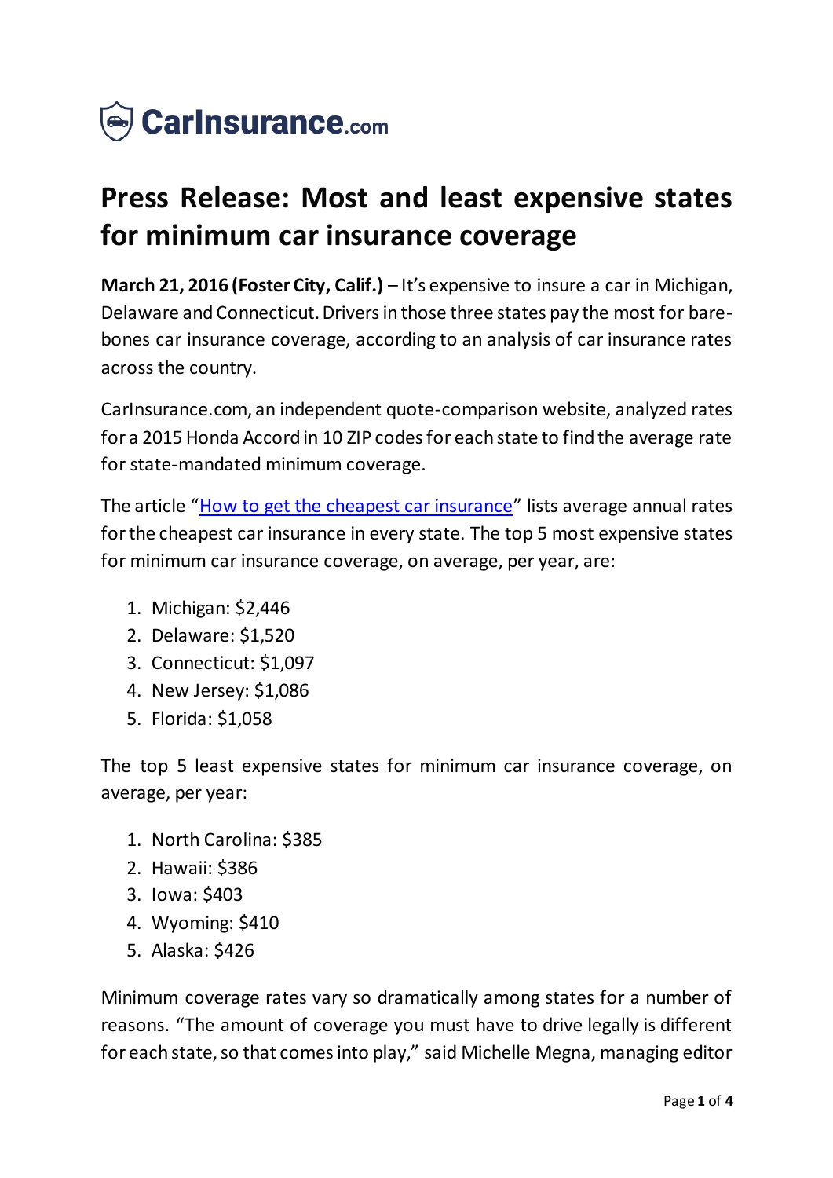CarInsurance.com

# Press Release: Most and least expensive states for minimum car insurance coverage

**March 21, 2016 (Foster City, Calif.)** – It's expensive to insure a car in Michigan, Delaware and Connecticut. Drivers in those three states pay the most for bare-bones car insurance coverage, according to an analysis of car insurance rates across the country.

CarInsurance.com, an independent quote-comparison website, analyzed rates for a 2015 Honda Accord in 10 ZIP codes for each state to find the average rate for state-mandated minimum coverage.

The article "How to get the cheapest car insurance" lists average annual rates for the cheapest car insurance in every state. The top 5 most expensive states for minimum car insurance coverage, on average, per year, are:

1. Michigan: $2,446
2. Delaware: $1,520
3. Connecticut: $1,097
4. New Jersey: $1,086
5. Florida: $1,058

The top 5 least expensive states for minimum car insurance coverage, on average, per year:

1. North Carolina: $385
2. Hawaii: $386
3. Iowa: $403
4. Wyoming: $410
5. Alaska: $426

Minimum coverage rates vary so dramatically among states for a number of reasons. "The amount of coverage you must have to drive legally is different for each state, so that comes into play," said Michelle Megna, managing editor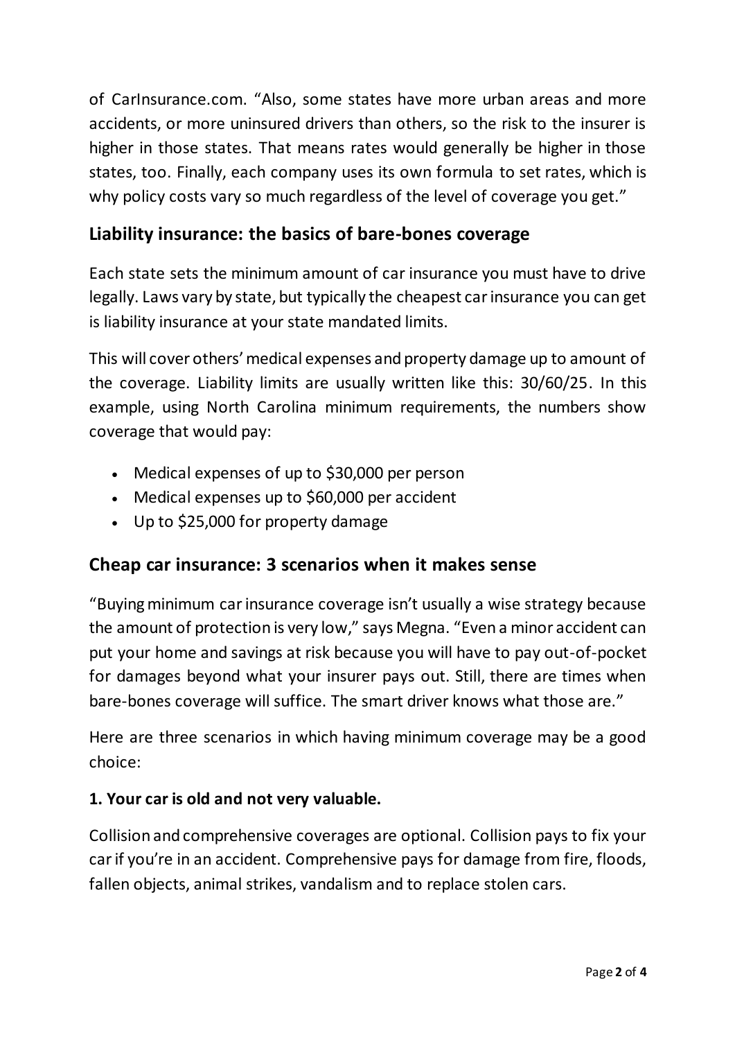of CarInsurance.com. "Also, some states have more urban areas and more accidents, or more uninsured drivers than others, so the risk to the insurer is higher in those states. That means rates would generally be higher in those states, too. Finally, each company uses its own formula to set rates, which is why policy costs vary so much regardless of the level of coverage you get."

## Liability insurance: the basics of bare-bones coverage

Each state sets the minimum amount of car insurance you must have to drive legally. Laws vary by state, but typically the cheapest car insurance you can get is liability insurance at your state mandated limits.

This will cover others' medical expenses and property damage up to amount of the coverage. Liability limits are usually written like this: 30/60/25. In this example, using North Carolina minimum requirements, the numbers show coverage that would pay:

- Medical expenses of up to $30,000 per person
- Medical expenses up to $60,000 per accident
- Up to $25,000 for property damage

## Cheap car insurance: 3 scenarios when it makes sense

"Buying minimum car insurance coverage isn't usually a wise strategy because the amount of protection is very low," says Megna. "Even a minor accident can put your home and savings at risk because you will have to pay out-of-pocket for damages beyond what your insurer pays out. Still, there are times when bare-bones coverage will suffice. The smart driver knows what those are."

Here are three scenarios in which having minimum coverage may be a good choice:

### 1. Your car is old and not very valuable.

Collision and comprehensive coverages are optional. Collision pays to fix your car if you're in an accident. Comprehensive pays for damage from fire, floods, fallen objects, animal strikes, vandalism and to replace stolen cars.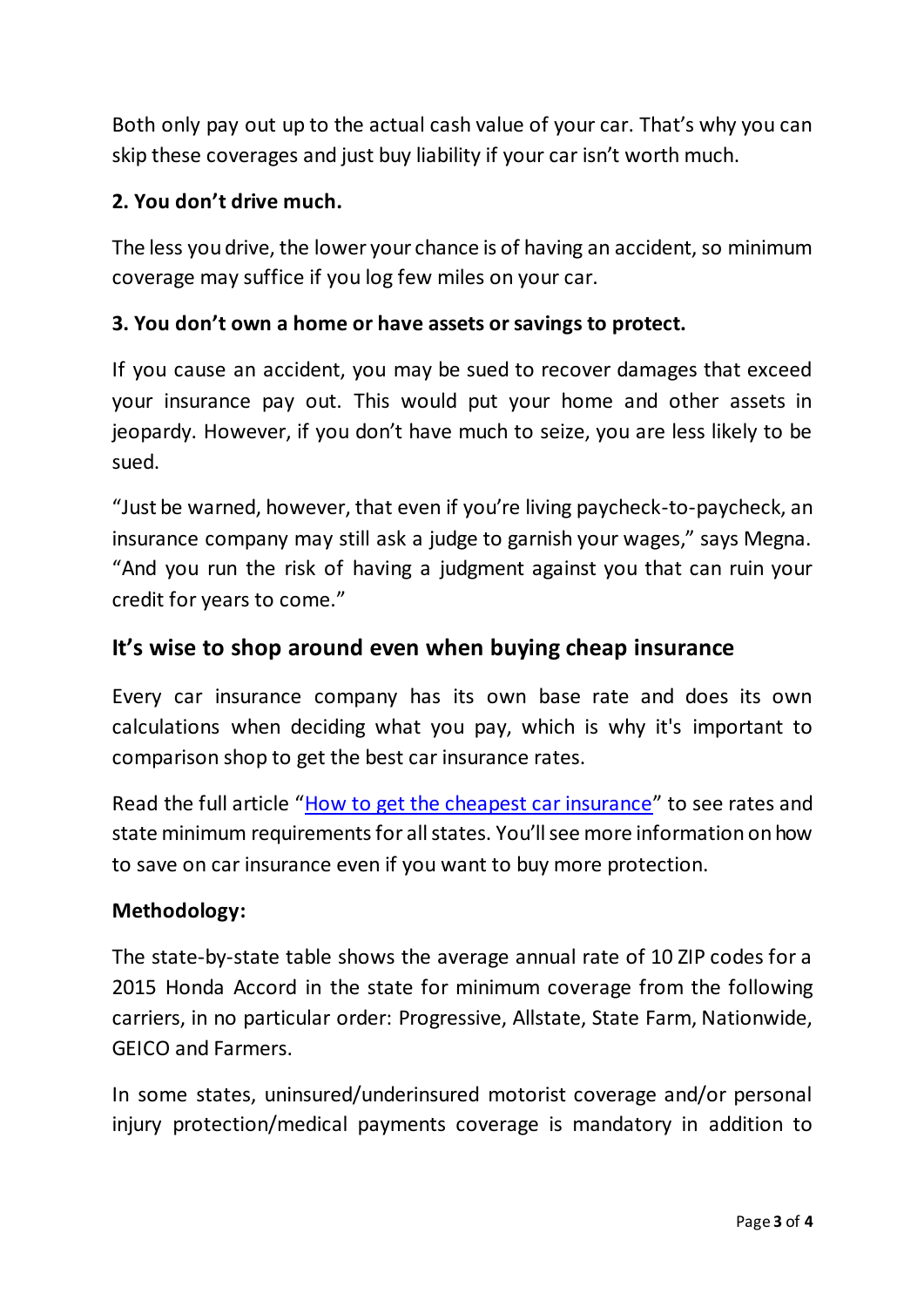Both only pay out up to the actual cash value of your car. That's why you can skip these coverages and just buy liability if your car isn't worth much.

**2. You don't drive much.**

The less you drive, the lower your chance is of having an accident, so minimum coverage may suffice if you log few miles on your car.

**3. You don't own a home or have assets or savings to protect.**

If you cause an accident, you may be sued to recover damages that exceed your insurance pay out. This would put your home and other assets in jeopardy. However, if you don't have much to seize, you are less likely to be sued.

"Just be warned, however, that even if you're living paycheck-to-paycheck, an insurance company may still ask a judge to garnish your wages," says Megna. "And you run the risk of having a judgment against you that can ruin your credit for years to come."

## It's wise to shop around even when buying cheap insurance

Every car insurance company has its own base rate and does its own calculations when deciding what you pay, which is why it's important to comparison shop to get the best car insurance rates.

Read the full article "How to get the cheapest car insurance" to see rates and state minimum requirements for all states. You'll see more information on how to save on car insurance even if you want to buy more protection.

**Methodology:**

The state-by-state table shows the average annual rate of 10 ZIP codes for a 2015 Honda Accord in the state for minimum coverage from the following carriers, in no particular order: Progressive, Allstate, State Farm, Nationwide, GEICO and Farmers.

In some states, uninsured/underinsured motorist coverage and/or personal injury protection/medical payments coverage is mandatory in addition to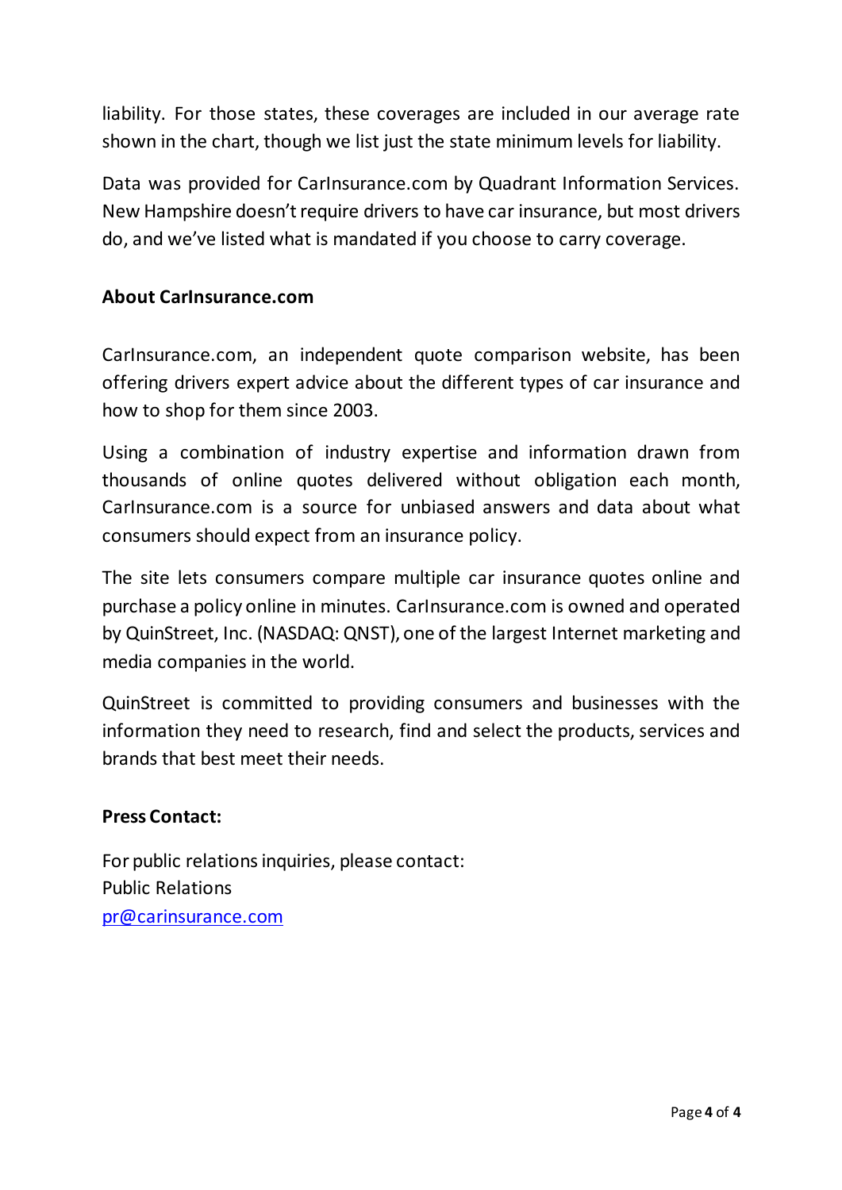liability. For those states, these coverages are included in our average rate shown in the chart, though we list just the state minimum levels for liability.

Data was provided for CarInsurance.com by Quadrant Information Services. New Hampshire doesn't require drivers to have car insurance, but most drivers do, and we've listed what is mandated if you choose to carry coverage.

**About CarInsurance.com**

CarInsurance.com, an independent quote comparison website, has been offering drivers expert advice about the different types of car insurance and how to shop for them since 2003.

Using a combination of industry expertise and information drawn from thousands of online quotes delivered without obligation each month, CarInsurance.com is a source for unbiased answers and data about what consumers should expect from an insurance policy.

The site lets consumers compare multiple car insurance quotes online and purchase a policy online in minutes. CarInsurance.com is owned and operated by QuinStreet, Inc. (NASDAQ: QNST), one of the largest Internet marketing and media companies in the world.

QuinStreet is committed to providing consumers and businesses with the information they need to research, find and select the products, services and brands that best meet their needs.

**Press Contact:**

For public relations inquiries, please contact:
Public Relations
[pr@carinsurance.com](mailto:pr@carinsurance.com)